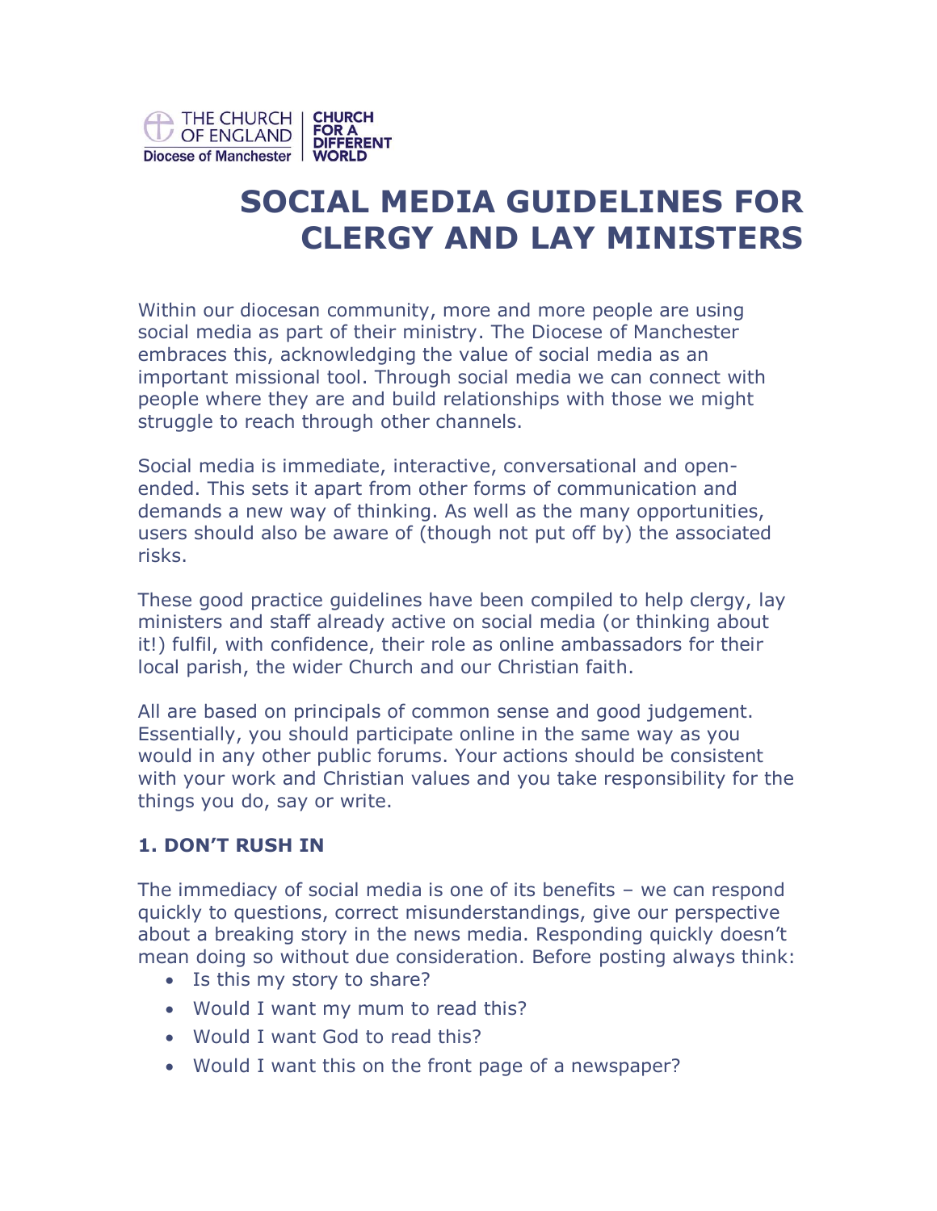THE CHURCH OF ENGLAND
Diocese of Manchester

CHURCH FOR A DIFFERENT WORLD

# SOCIAL MEDIA GUIDELINES FOR CLERGY AND LAY MINISTERS

Within our diocesan community, more and more people are using social media as part of their ministry. The Diocese of Manchester embraces this, acknowledging the value of social media as an important missional tool. Through social media we can connect with people where they are and build relationships with those we might struggle to reach through other channels.

Social media is immediate, interactive, conversational and open-ended. This sets it apart from other forms of communication and demands a new way of thinking. As well as the many opportunities, users should also be aware of (though not put off by) the associated risks.

These good practice guidelines have been compiled to help clergy, lay ministers and staff already active on social media (or thinking about it!) fulfil, with confidence, their role as online ambassadors for their local parish, the wider Church and our Christian faith.

All are based on principals of common sense and good judgement. Essentially, you should participate online in the same way as you would in any other public forums. Your actions should be consistent with your work and Christian values and you take responsibility for the things you do, say or write.

### 1. DON'T RUSH IN

The immediacy of social media is one of its benefits – we can respond quickly to questions, correct misunderstandings, give our perspective about a breaking story in the news media. Responding quickly doesn't mean doing so without due consideration. Before posting always think:

- Is this my story to share?
- Would I want my mum to read this?
- Would I want God to read this?
- Would I want this on the front page of a newspaper?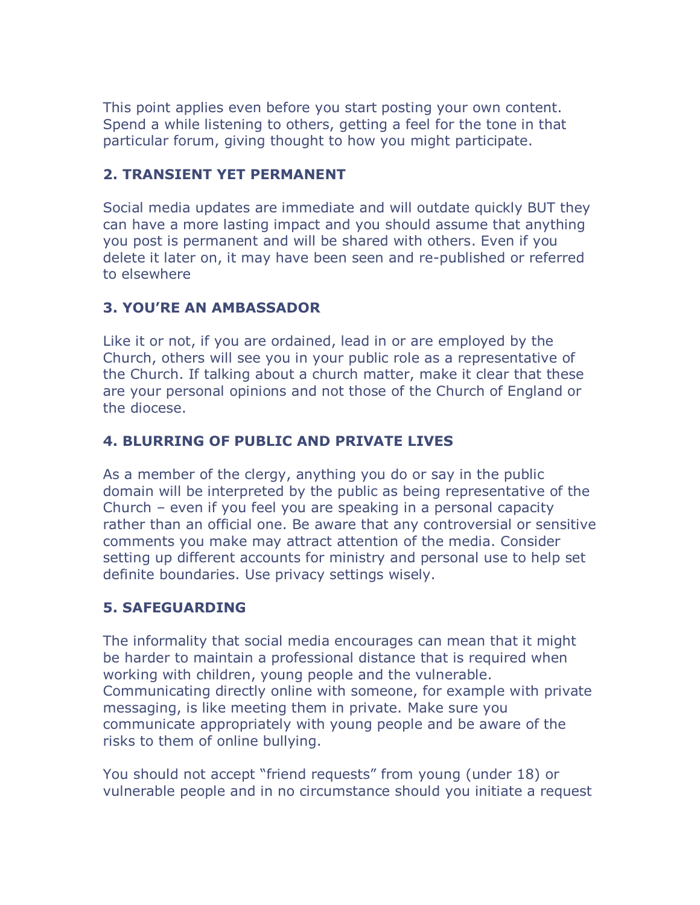This point applies even before you start posting your own content. Spend a while listening to others, getting a feel for the tone in that particular forum, giving thought to how you might participate.

### 2. TRANSIENT YET PERMANENT

Social media updates are immediate and will outdate quickly BUT they can have a more lasting impact and you should assume that anything you post is permanent and will be shared with others. Even if you delete it later on, it may have been seen and re-published or referred to elsewhere

### 3. YOU'RE AN AMBASSADOR

Like it or not, if you are ordained, lead in or are employed by the Church, others will see you in your public role as a representative of the Church. If talking about a church matter, make it clear that these are your personal opinions and not those of the Church of England or the diocese.

### 4. BLURRING OF PUBLIC AND PRIVATE LIVES

As a member of the clergy, anything you do or say in the public domain will be interpreted by the public as being representative of the Church – even if you feel you are speaking in a personal capacity rather than an official one. Be aware that any controversial or sensitive comments you make may attract attention of the media. Consider setting up different accounts for ministry and personal use to help set definite boundaries. Use privacy settings wisely.

### 5. SAFEGUARDING

The informality that social media encourages can mean that it might be harder to maintain a professional distance that is required when working with children, young people and the vulnerable. Communicating directly online with someone, for example with private messaging, is like meeting them in private. Make sure you communicate appropriately with young people and be aware of the risks to them of online bullying.

You should not accept "friend requests" from young (under 18) or vulnerable people and in no circumstance should you initiate a request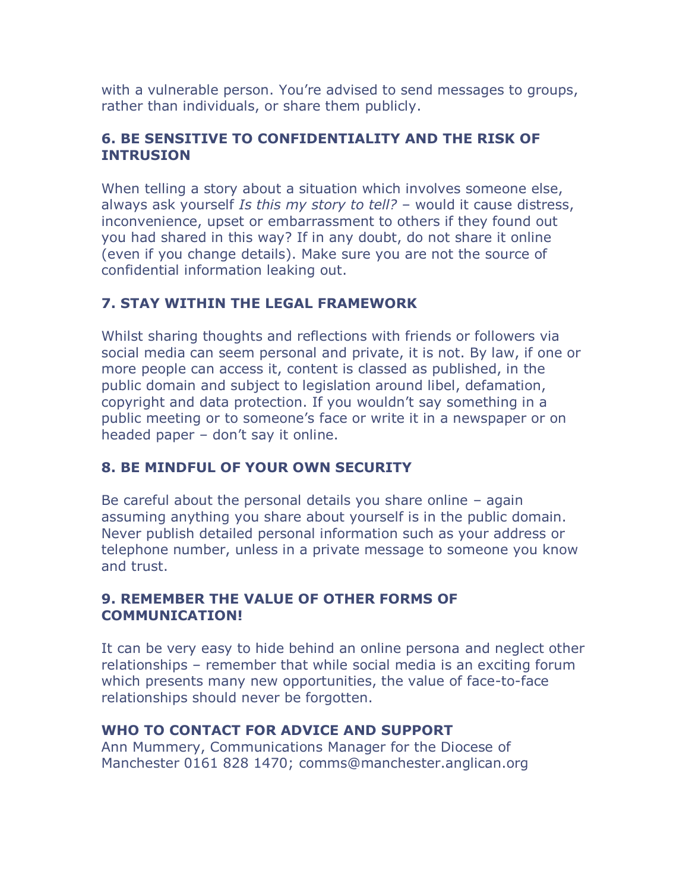with a vulnerable person. You're advised to send messages to groups, rather than individuals, or share them publicly.

### 6. BE SENSITIVE TO CONFIDENTIALITY AND THE RISK OF INTRUSION

When telling a story about a situation which involves someone else, always ask yourself *Is this my story to tell?* – would it cause distress, inconvenience, upset or embarrassment to others if they found out you had shared in this way? If in any doubt, do not share it online (even if you change details). Make sure you are not the source of confidential information leaking out.

### 7. STAY WITHIN THE LEGAL FRAMEWORK

Whilst sharing thoughts and reflections with friends or followers via social media can seem personal and private, it is not. By law, if one or more people can access it, content is classed as published, in the public domain and subject to legislation around libel, defamation, copyright and data protection. If you wouldn't say something in a public meeting or to someone's face or write it in a newspaper or on headed paper – don't say it online.

### 8. BE MINDFUL OF YOUR OWN SECURITY

Be careful about the personal details you share online – again assuming anything you share about yourself is in the public domain. Never publish detailed personal information such as your address or telephone number, unless in a private message to someone you know and trust.

### 9. REMEMBER THE VALUE OF OTHER FORMS OF COMMUNICATION!

It can be very easy to hide behind an online persona and neglect other relationships – remember that while social media is an exciting forum which presents many new opportunities, the value of face-to-face relationships should never be forgotten.

### WHO TO CONTACT FOR ADVICE AND SUPPORT

Ann Mummery, Communications Manager for the Diocese of Manchester 0161 828 1470; comms@manchester.anglican.org